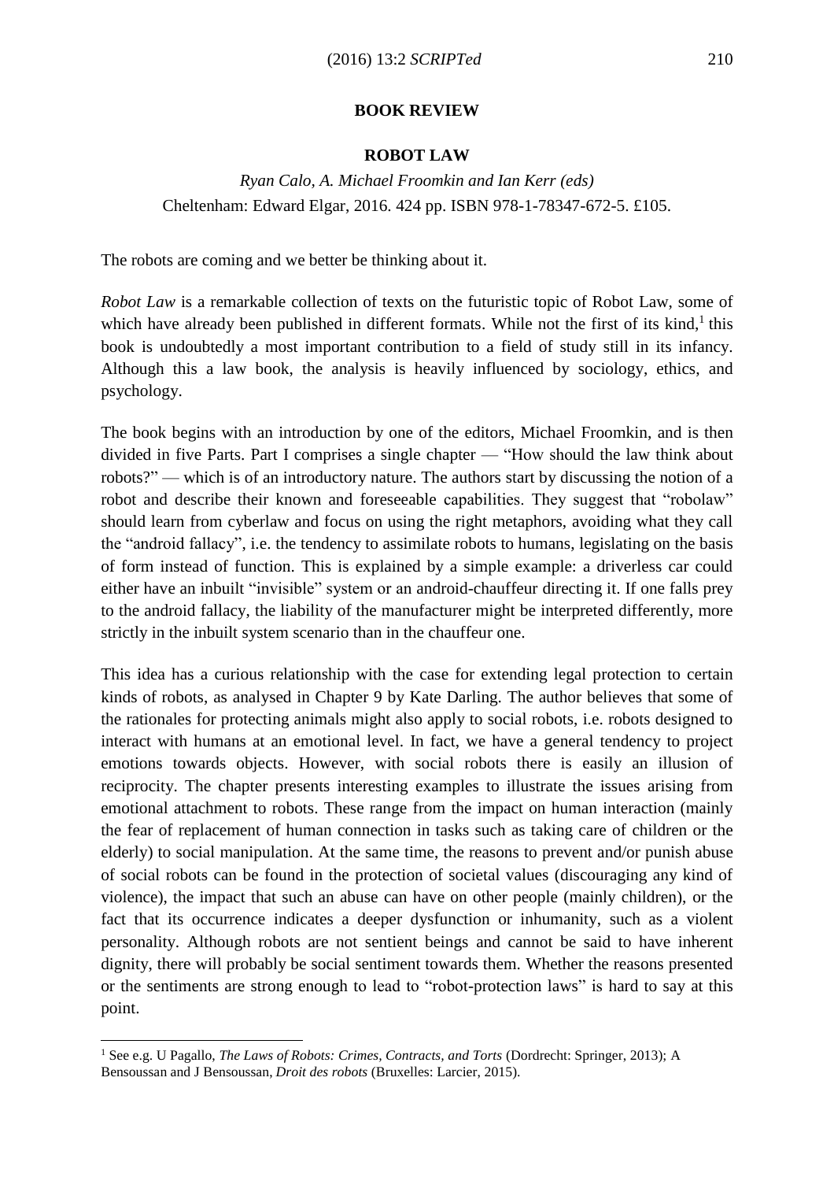# BOOK REVIEW

## ROBOT LAW

*Ryan Calo, A. Michael Froomkin and Ian Kerr (eds)*
Cheltenham: Edward Elgar, 2016. 424 pp. ISBN 978-1-78347-672-5. £105.

The robots are coming and we better be thinking about it.

*Robot Law* is a remarkable collection of texts on the futuristic topic of Robot Law, some of which have already been published in different formats. While not the first of its kind,[1] this book is undoubtedly a most important contribution to a field of study still in its infancy. Although this a law book, the analysis is heavily influenced by sociology, ethics, and psychology.

The book begins with an introduction by one of the editors, Michael Froomkin, and is then divided in five Parts. Part I comprises a single chapter — "How should the law think about robots?" — which is of an introductory nature. The authors start by discussing the notion of a robot and describe their known and foreseeable capabilities. They suggest that "robolaw" should learn from cyberlaw and focus on using the right metaphors, avoiding what they call the "android fallacy", i.e. the tendency to assimilate robots to humans, legislating on the basis of form instead of function. This is explained by a simple example: a driverless car could either have an inbuilt "invisible" system or an android-chauffeur directing it. If one falls prey to the android fallacy, the liability of the manufacturer might be interpreted differently, more strictly in the inbuilt system scenario than in the chauffeur one.

This idea has a curious relationship with the case for extending legal protection to certain kinds of robots, as analysed in Chapter 9 by Kate Darling. The author believes that some of the rationales for protecting animals might also apply to social robots, i.e. robots designed to interact with humans at an emotional level. In fact, we have a general tendency to project emotions towards objects. However, with social robots there is easily an illusion of reciprocity. The chapter presents interesting examples to illustrate the issues arising from emotional attachment to robots. These range from the impact on human interaction (mainly the fear of replacement of human connection in tasks such as taking care of children or the elderly) to social manipulation. At the same time, the reasons to prevent and/or punish abuse of social robots can be found in the protection of societal values (discouraging any kind of violence), the impact that such an abuse can have on other people (mainly children), or the fact that its occurrence indicates a deeper dysfunction or inhumanity, such as a violent personality. Although robots are not sentient beings and cannot be said to have inherent dignity, there will probably be social sentiment towards them. Whether the reasons presented or the sentiments are strong enough to lead to "robot-protection laws" is hard to say at this point.

---

[1] See e.g. U Pagallo, *The Laws of Robots: Crimes, Contracts, and Torts* (Dordrecht: Springer, 2013); A Bensoussan and J Bensoussan, *Droit des robots* (Bruxelles: Larcier, 2015).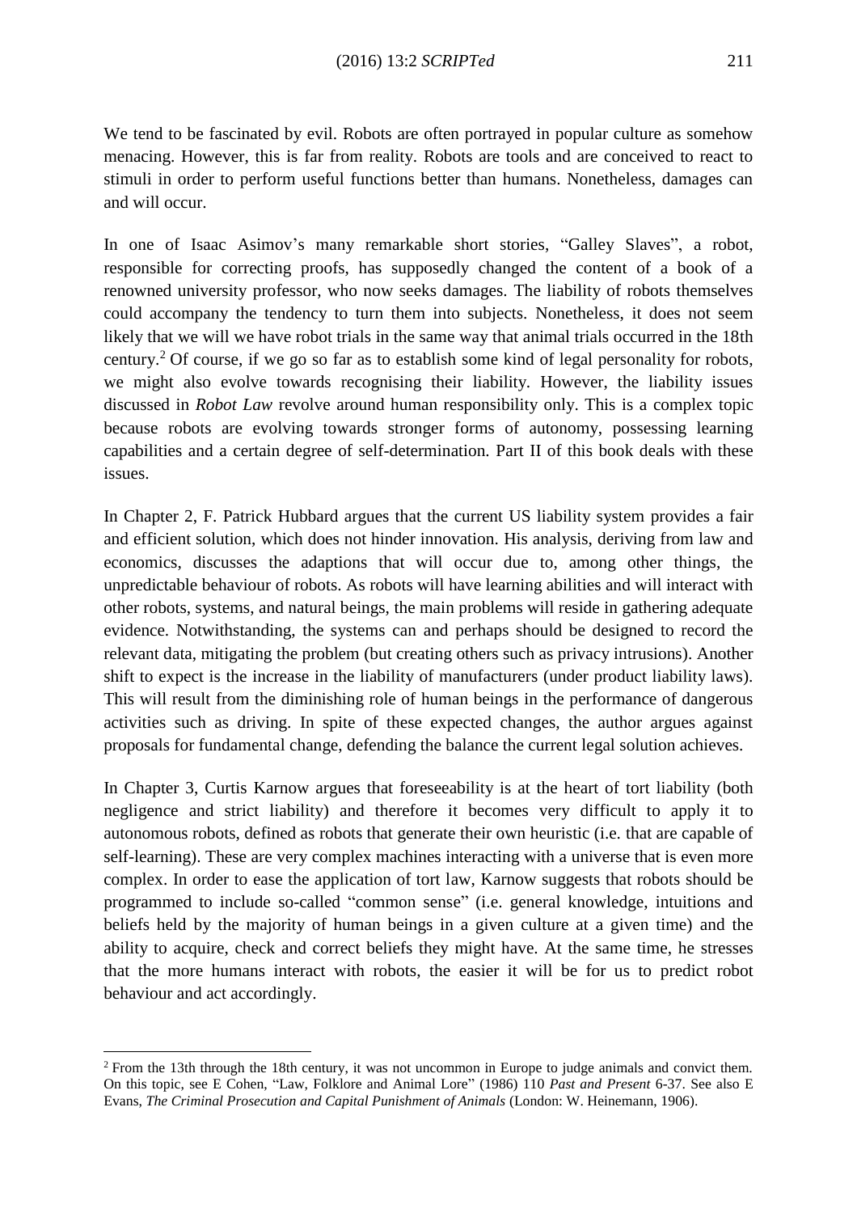We tend to be fascinated by evil. Robots are often portrayed in popular culture as somehow menacing. However, this is far from reality. Robots are tools and are conceived to react to stimuli in order to perform useful functions better than humans. Nonetheless, damages can and will occur.

In one of Isaac Asimov's many remarkable short stories, "Galley Slaves", a robot, responsible for correcting proofs, has supposedly changed the content of a book of a renowned university professor, who now seeks damages. The liability of robots themselves could accompany the tendency to turn them into subjects. Nonetheless, it does not seem likely that we will we have robot trials in the same way that animal trials occurred in the 18th century.[2] Of course, if we go so far as to establish some kind of legal personality for robots, we might also evolve towards recognising their liability. However, the liability issues discussed in *Robot Law* revolve around human responsibility only. This is a complex topic because robots are evolving towards stronger forms of autonomy, possessing learning capabilities and a certain degree of self-determination. Part II of this book deals with these issues.

In Chapter 2, F. Patrick Hubbard argues that the current US liability system provides a fair and efficient solution, which does not hinder innovation. His analysis, deriving from law and economics, discusses the adaptions that will occur due to, among other things, the unpredictable behaviour of robots. As robots will have learning abilities and will interact with other robots, systems, and natural beings, the main problems will reside in gathering adequate evidence. Notwithstanding, the systems can and perhaps should be designed to record the relevant data, mitigating the problem (but creating others such as privacy intrusions). Another shift to expect is the increase in the liability of manufacturers (under product liability laws). This will result from the diminishing role of human beings in the performance of dangerous activities such as driving. In spite of these expected changes, the author argues against proposals for fundamental change, defending the balance the current legal solution achieves.

In Chapter 3, Curtis Karnow argues that foreseeability is at the heart of tort liability (both negligence and strict liability) and therefore it becomes very difficult to apply it to autonomous robots, defined as robots that generate their own heuristic (i.e. that are capable of self-learning). These are very complex machines interacting with a universe that is even more complex. In order to ease the application of tort law, Karnow suggests that robots should be programmed to include so-called "common sense" (i.e. general knowledge, intuitions and beliefs held by the majority of human beings in a given culture at a given time) and the ability to acquire, check and correct beliefs they might have. At the same time, he stresses that the more humans interact with robots, the easier it will be for us to predict robot behaviour and act accordingly.

[2] From the 13th through the 18th century, it was not uncommon in Europe to judge animals and convict them. On this topic, see E Cohen, "Law, Folklore and Animal Lore" (1986) 110 *Past and Present* 6-37. See also E Evans, *The Criminal Prosecution and Capital Punishment of Animals* (London: W. Heinemann, 1906).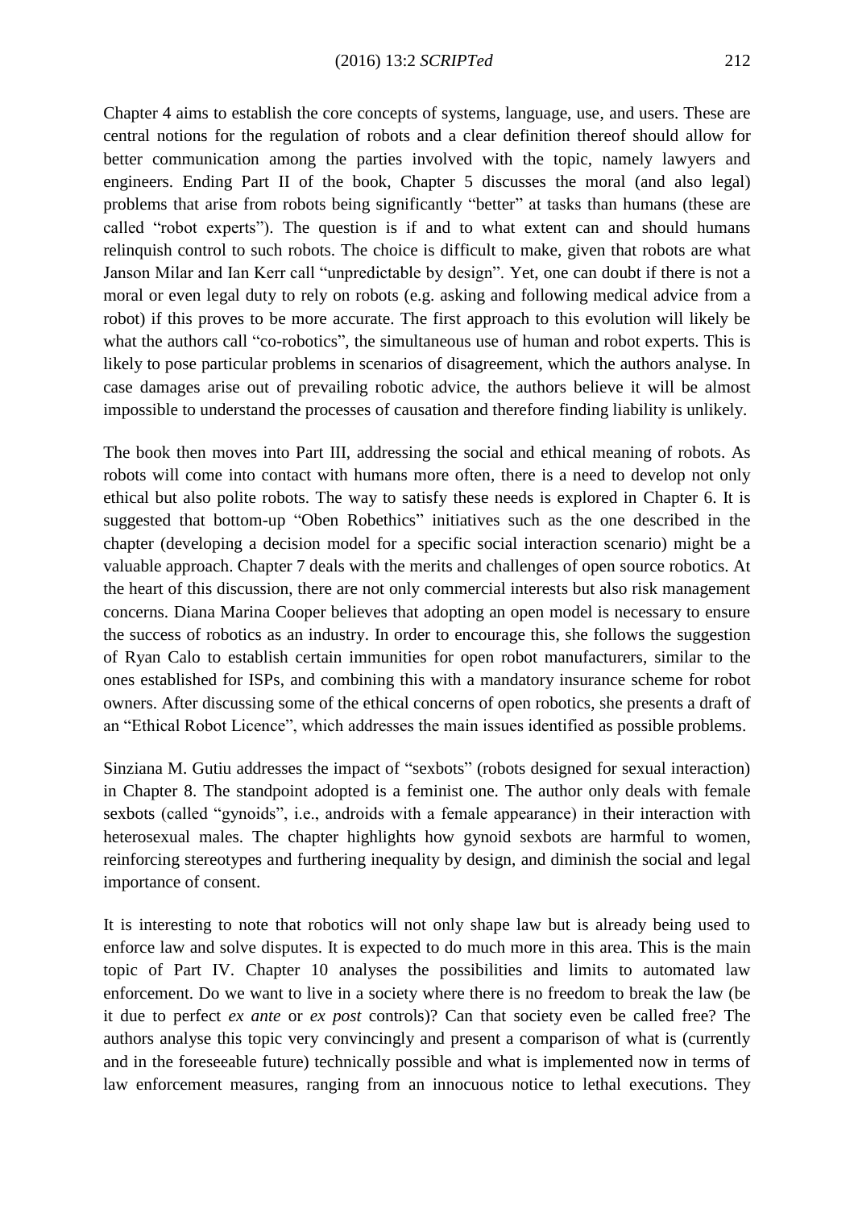Chapter 4 aims to establish the core concepts of systems, language, use, and users. These are central notions for the regulation of robots and a clear definition thereof should allow for better communication among the parties involved with the topic, namely lawyers and engineers. Ending Part II of the book, Chapter 5 discusses the moral (and also legal) problems that arise from robots being significantly "better" at tasks than humans (these are called "robot experts"). The question is if and to what extent can and should humans relinquish control to such robots. The choice is difficult to make, given that robots are what Janson Milar and Ian Kerr call "unpredictable by design". Yet, one can doubt if there is not a moral or even legal duty to rely on robots (e.g. asking and following medical advice from a robot) if this proves to be more accurate. The first approach to this evolution will likely be what the authors call "co-robotics", the simultaneous use of human and robot experts. This is likely to pose particular problems in scenarios of disagreement, which the authors analyse. In case damages arise out of prevailing robotic advice, the authors believe it will be almost impossible to understand the processes of causation and therefore finding liability is unlikely.

The book then moves into Part III, addressing the social and ethical meaning of robots. As robots will come into contact with humans more often, there is a need to develop not only ethical but also polite robots. The way to satisfy these needs is explored in Chapter 6. It is suggested that bottom-up "Oben Robethics" initiatives such as the one described in the chapter (developing a decision model for a specific social interaction scenario) might be a valuable approach. Chapter 7 deals with the merits and challenges of open source robotics. At the heart of this discussion, there are not only commercial interests but also risk management concerns. Diana Marina Cooper believes that adopting an open model is necessary to ensure the success of robotics as an industry. In order to encourage this, she follows the suggestion of Ryan Calo to establish certain immunities for open robot manufacturers, similar to the ones established for ISPs, and combining this with a mandatory insurance scheme for robot owners. After discussing some of the ethical concerns of open robotics, she presents a draft of an "Ethical Robot Licence", which addresses the main issues identified as possible problems.

Sinziana M. Gutiu addresses the impact of "sexbots" (robots designed for sexual interaction) in Chapter 8. The standpoint adopted is a feminist one. The author only deals with female sexbots (called "gynoids", i.e., androids with a female appearance) in their interaction with heterosexual males. The chapter highlights how gynoid sexbots are harmful to women, reinforcing stereotypes and furthering inequality by design, and diminish the social and legal importance of consent.

It is interesting to note that robotics will not only shape law but is already being used to enforce law and solve disputes. It is expected to do much more in this area. This is the main topic of Part IV. Chapter 10 analyses the possibilities and limits to automated law enforcement. Do we want to live in a society where there is no freedom to break the law (be it due to perfect *ex ante* or *ex post* controls)? Can that society even be called free? The authors analyse this topic very convincingly and present a comparison of what is (currently and in the foreseeable future) technically possible and what is implemented now in terms of law enforcement measures, ranging from an innocuous notice to lethal executions. They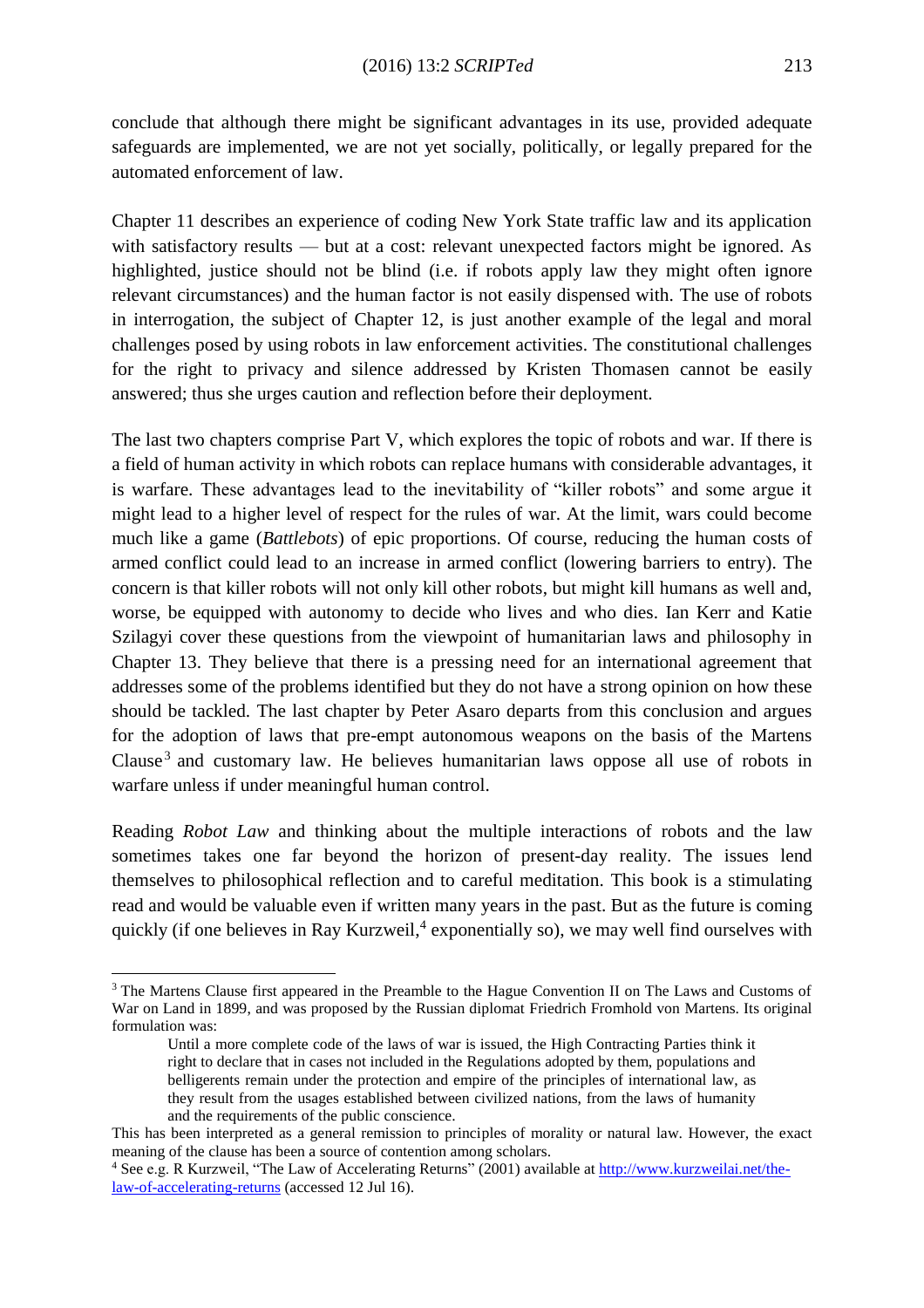conclude that although there might be significant advantages in its use, provided adequate safeguards are implemented, we are not yet socially, politically, or legally prepared for the automated enforcement of law.

Chapter 11 describes an experience of coding New York State traffic law and its application with satisfactory results — but at a cost: relevant unexpected factors might be ignored. As highlighted, justice should not be blind (i.e. if robots apply law they might often ignore relevant circumstances) and the human factor is not easily dispensed with. The use of robots in interrogation, the subject of Chapter 12, is just another example of the legal and moral challenges posed by using robots in law enforcement activities. The constitutional challenges for the right to privacy and silence addressed by Kristen Thomasen cannot be easily answered; thus she urges caution and reflection before their deployment.

The last two chapters comprise Part V, which explores the topic of robots and war. If there is a field of human activity in which robots can replace humans with considerable advantages, it is warfare. These advantages lead to the inevitability of "killer robots" and some argue it might lead to a higher level of respect for the rules of war. At the limit, wars could become much like a game (*Battlebots*) of epic proportions. Of course, reducing the human costs of armed conflict could lead to an increase in armed conflict (lowering barriers to entry). The concern is that killer robots will not only kill other robots, but might kill humans as well and, worse, be equipped with autonomy to decide who lives and who dies. Ian Kerr and Katie Szilagyi cover these questions from the viewpoint of humanitarian laws and philosophy in Chapter 13. They believe that there is a pressing need for an international agreement that addresses some of the problems identified but they do not have a strong opinion on how these should be tackled. The last chapter by Peter Asaro departs from this conclusion and argues for the adoption of laws that pre-empt autonomous weapons on the basis of the Martens Clause[3] and customary law. He believes humanitarian laws oppose all use of robots in warfare unless if under meaningful human control.

Reading *Robot Law* and thinking about the multiple interactions of robots and the law sometimes takes one far beyond the horizon of present-day reality. The issues lend themselves to philosophical reflection and to careful meditation. This book is a stimulating read and would be valuable even if written many years in the past. But as the future is coming quickly (if one believes in Ray Kurzweil,[4] exponentially so), we may well find ourselves with

---

[3] The Martens Clause first appeared in the Preamble to the Hague Convention II on The Laws and Customs of War on Land in 1899, and was proposed by the Russian diplomat Friedrich Fromhold von Martens. Its original formulation was:

> Until a more complete code of the laws of war is issued, the High Contracting Parties think it right to declare that in cases not included in the Regulations adopted by them, populations and belligerents remain under the protection and empire of the principles of international law, as they result from the usages established between civilized nations, from the laws of humanity and the requirements of the public conscience.

This has been interpreted as a general remission to principles of morality or natural law. However, the exact meaning of the clause has been a source of contention among scholars.

[4] See e.g. R Kurzweil, "The Law of Accelerating Returns" (2001) available at http://www.kurzweilai.net/the-law-of-accelerating-returns (accessed 12 Jul 16).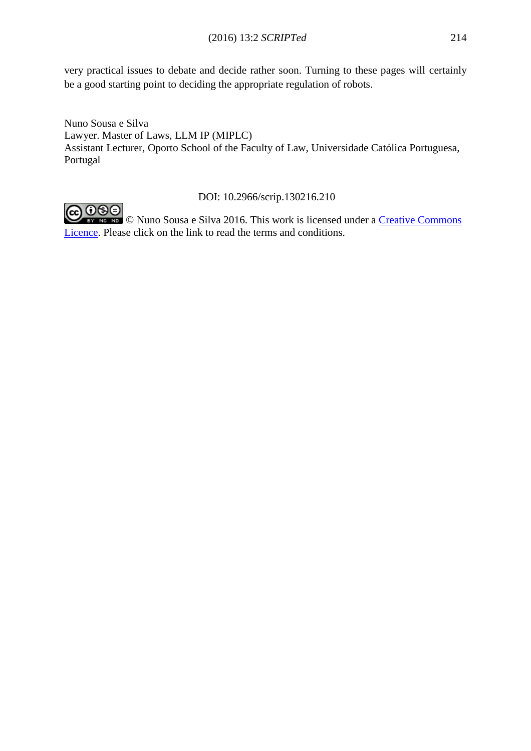very practical issues to debate and decide rather soon. Turning to these pages will certainly be a good starting point to deciding the appropriate regulation of robots.

Nuno Sousa e Silva
Lawyer. Master of Laws, LLM IP (MIPLC)
Assistant Lecturer, Oporto School of the Faculty of Law, Universidade Católica Portuguesa, Portugal

DOI: 10.2966/scrip.130216.210

© Nuno Sousa e Silva 2016. This work is licensed under a Creative Commons Licence. Please click on the link to read the terms and conditions.